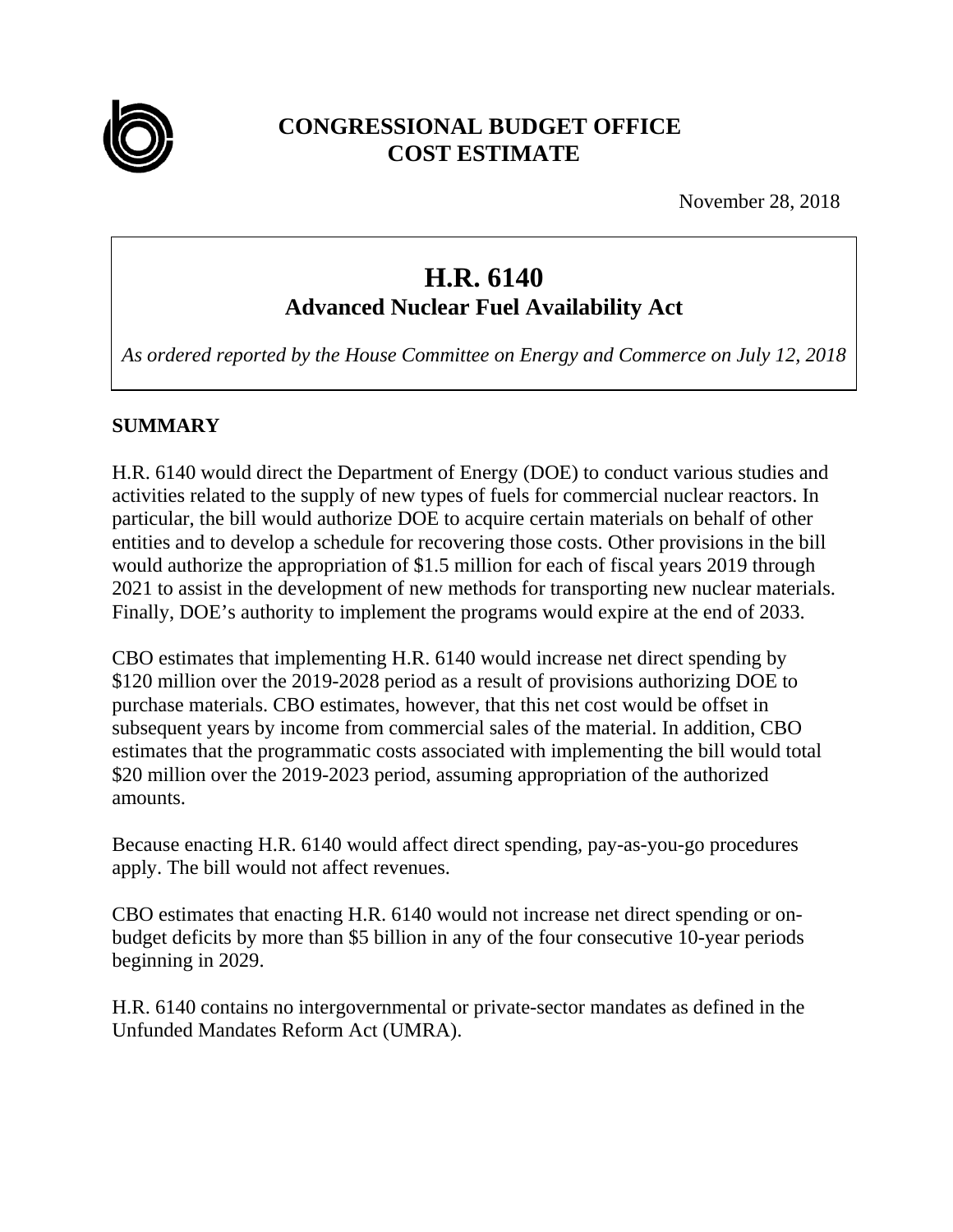# CONGRESSIONAL BUDGET OFFICE COST ESTIMATE

November 28, 2018

## H.R. 6140
### Advanced Nuclear Fuel Availability Act

*As ordered reported by the House Committee on Energy and Commerce on July 12, 2018*

## SUMMARY

H.R. 6140 would direct the Department of Energy (DOE) to conduct various studies and activities related to the supply of new types of fuels for commercial nuclear reactors. In particular, the bill would authorize DOE to acquire certain materials on behalf of other entities and to develop a schedule for recovering those costs. Other provisions in the bill would authorize the appropriation of $1.5 million for each of fiscal years 2019 through 2021 to assist in the development of new methods for transporting new nuclear materials. Finally, DOE's authority to implement the programs would expire at the end of 2033.

CBO estimates that implementing H.R. 6140 would increase net direct spending by $120 million over the 2019-2028 period as a result of provisions authorizing DOE to purchase materials. CBO estimates, however, that this net cost would be offset in subsequent years by income from commercial sales of the material. In addition, CBO estimates that the programmatic costs associated with implementing the bill would total $20 million over the 2019-2023 period, assuming appropriation of the authorized amounts.

Because enacting H.R. 6140 would affect direct spending, pay-as-you-go procedures apply. The bill would not affect revenues.

CBO estimates that enacting H.R. 6140 would not increase net direct spending or on-budget deficits by more than $5 billion in any of the four consecutive 10-year periods beginning in 2029.

H.R. 6140 contains no intergovernmental or private-sector mandates as defined in the Unfunded Mandates Reform Act (UMRA).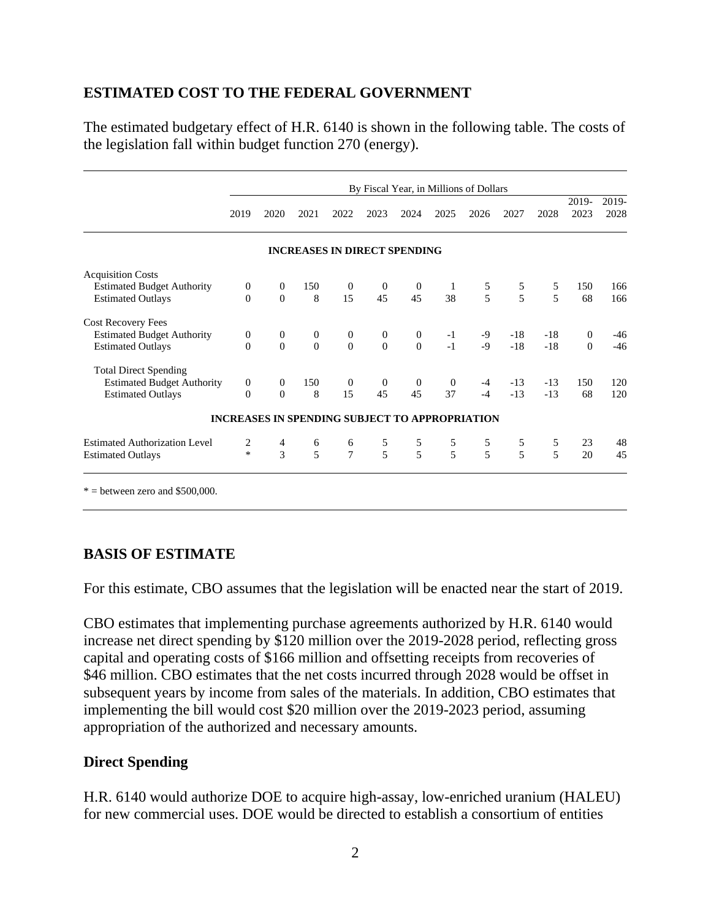## ESTIMATED COST TO THE FEDERAL GOVERNMENT

The estimated budgetary effect of H.R. 6140 is shown in the following table. The costs of the legislation fall within budget function 270 (energy).

| | By Fiscal Year, in Millions of Dollars | | | | | | | | | | | |
|---|---|---|---|---|---|---|---|---|---|---|---|---|
| | 2019 | 2020 | 2021 | 2022 | 2023 | 2024 | 2025 | 2026 | 2027 | 2028 | 2019-2023 | 2019-2028 |
| **INCREASES IN DIRECT SPENDING** | | | | | | | | | | | | |
| Acquisition Costs | | | | | | | | | | | | |
| Estimated Budget Authority | 0 | 0 | 150 | 0 | 0 | 0 | 1 | 5 | 5 | 5 | 150 | 166 |
| Estimated Outlays | 0 | 0 | 8 | 15 | 45 | 45 | 38 | 5 | 5 | 5 | 68 | 166 |
| Cost Recovery Fees | | | | | | | | | | | | |
| Estimated Budget Authority | 0 | 0 | 0 | 0 | 0 | 0 | -1 | -9 | -18 | -18 | 0 | -46 |
| Estimated Outlays | 0 | 0 | 0 | 0 | 0 | 0 | -1 | -9 | -18 | -18 | 0 | -46 |
| Total Direct Spending | | | | | | | | | | | | |
| Estimated Budget Authority | 0 | 0 | 150 | 0 | 0 | 0 | 0 | -4 | -13 | -13 | 150 | 120 |
| Estimated Outlays | 0 | 0 | 8 | 15 | 45 | 45 | 37 | -4 | -13 | -13 | 68 | 120 |
| **INCREASES IN SPENDING SUBJECT TO APPROPRIATION** | | | | | | | | | | | | |
| Estimated Authorization Level | 2 | 4 | 6 | 6 | 5 | 5 | 5 | 5 | 5 | 5 | 23 | 48 |
| Estimated Outlays | * | 3 | 5 | 7 | 5 | 5 | 5 | 5 | 5 | 5 | 20 | 45 |

* = between zero and $500,000.

## BASIS OF ESTIMATE

For this estimate, CBO assumes that the legislation will be enacted near the start of 2019.

CBO estimates that implementing purchase agreements authorized by H.R. 6140 would increase net direct spending by $120 million over the 2019-2028 period, reflecting gross capital and operating costs of $166 million and offsetting receipts from recoveries of $46 million. CBO estimates that the net costs incurred through 2028 would be offset in subsequent years by income from sales of the materials. In addition, CBO estimates that implementing the bill would cost $20 million over the 2019-2023 period, assuming appropriation of the authorized and necessary amounts.

### Direct Spending

H.R. 6140 would authorize DOE to acquire high-assay, low-enriched uranium (HALEU) for new commercial uses. DOE would be directed to establish a consortium of entities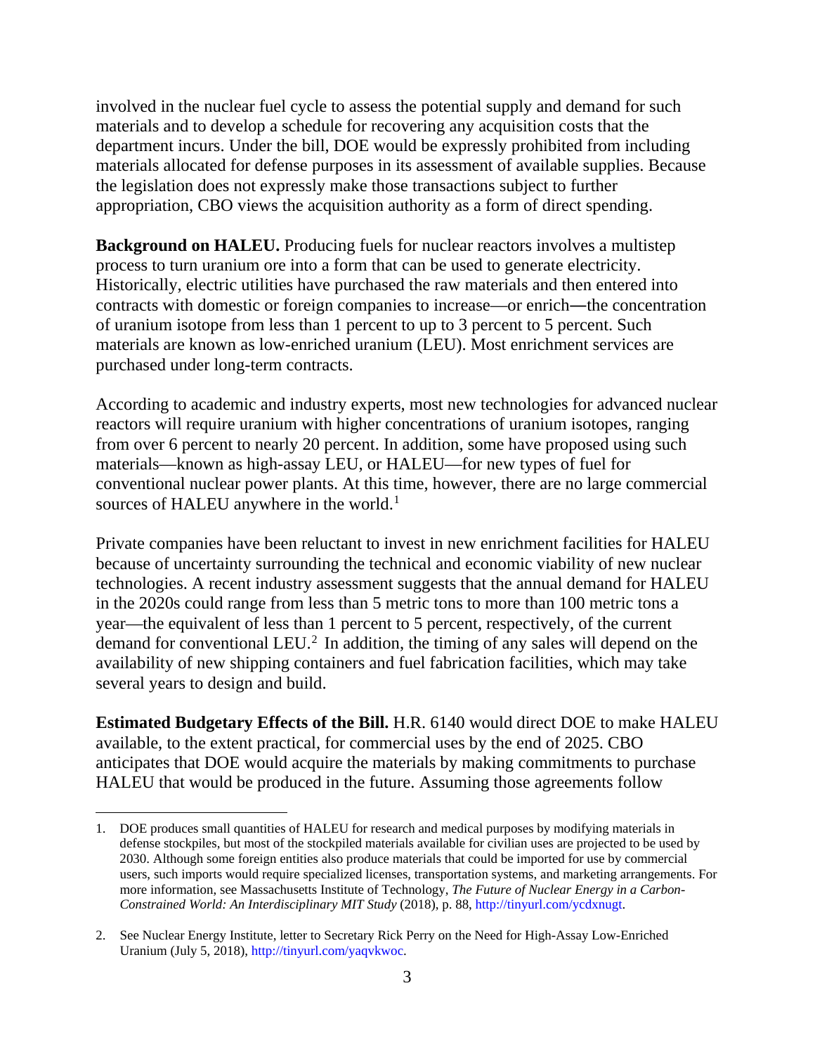involved in the nuclear fuel cycle to assess the potential supply and demand for such materials and to develop a schedule for recovering any acquisition costs that the department incurs. Under the bill, DOE would be expressly prohibited from including materials allocated for defense purposes in its assessment of available supplies. Because the legislation does not expressly make those transactions subject to further appropriation, CBO views the acquisition authority as a form of direct spending.

**Background on HALEU.** Producing fuels for nuclear reactors involves a multistep process to turn uranium ore into a form that can be used to generate electricity. Historically, electric utilities have purchased the raw materials and then entered into contracts with domestic or foreign companies to increase—or enrich—the concentration of uranium isotope from less than 1 percent to up to 3 percent to 5 percent. Such materials are known as low-enriched uranium (LEU). Most enrichment services are purchased under long-term contracts.

According to academic and industry experts, most new technologies for advanced nuclear reactors will require uranium with higher concentrations of uranium isotopes, ranging from over 6 percent to nearly 20 percent. In addition, some have proposed using such materials—known as high-assay LEU, or HALEU—for new types of fuel for conventional nuclear power plants. At this time, however, there are no large commercial sources of HALEU anywhere in the world.[1]

Private companies have been reluctant to invest in new enrichment facilities for HALEU because of uncertainty surrounding the technical and economic viability of new nuclear technologies. A recent industry assessment suggests that the annual demand for HALEU in the 2020s could range from less than 5 metric tons to more than 100 metric tons a year—the equivalent of less than 1 percent to 5 percent, respectively, of the current demand for conventional LEU.[2] In addition, the timing of any sales will depend on the availability of new shipping containers and fuel fabrication facilities, which may take several years to design and build.

**Estimated Budgetary Effects of the Bill.** H.R. 6140 would direct DOE to make HALEU available, to the extent practical, for commercial uses by the end of 2025. CBO anticipates that DOE would acquire the materials by making commitments to purchase HALEU that would be produced in the future. Assuming those agreements follow

---

1. DOE produces small quantities of HALEU for research and medical purposes by modifying materials in defense stockpiles, but most of the stockpiled materials available for civilian uses are projected to be used by 2030. Although some foreign entities also produce materials that could be imported for use by commercial users, such imports would require specialized licenses, transportation systems, and marketing arrangements. For more information, see Massachusetts Institute of Technology, *The Future of Nuclear Energy in a Carbon-Constrained World: An Interdisciplinary MIT Study* (2018), p. 88, http://tinyurl.com/ycdxnugt.

2. See Nuclear Energy Institute, letter to Secretary Rick Perry on the Need for High-Assay Low-Enriched Uranium (July 5, 2018), http://tinyurl.com/yaqvkwoc.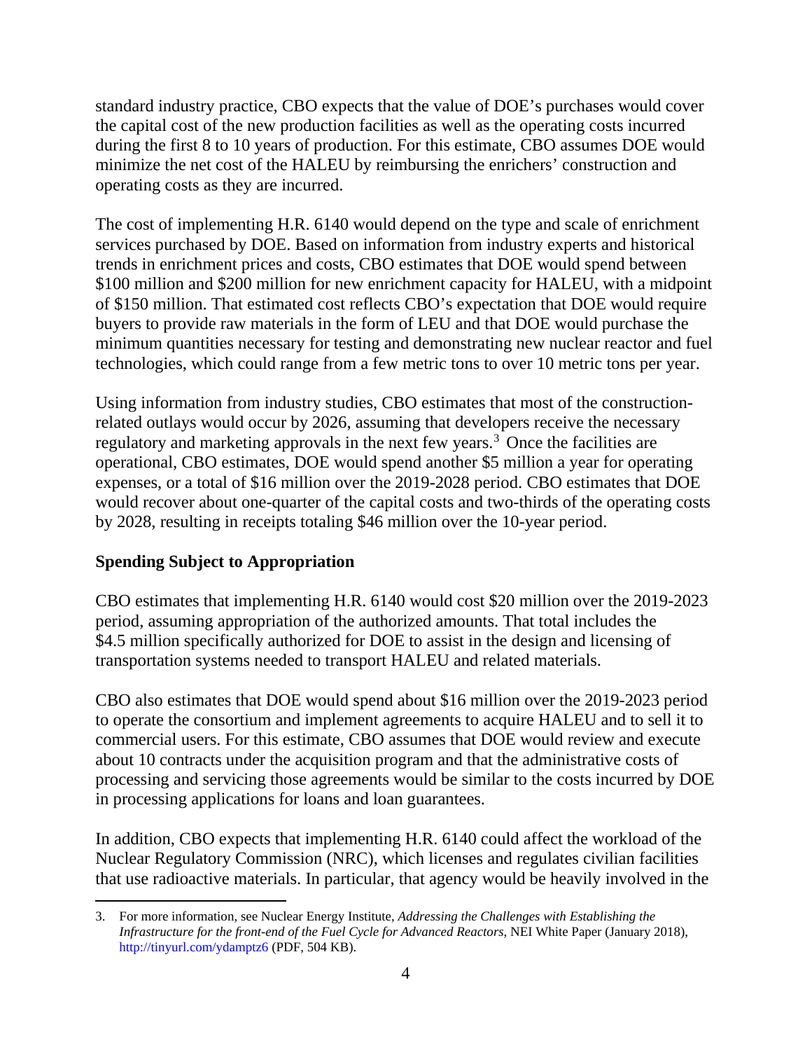standard industry practice, CBO expects that the value of DOE's purchases would cover the capital cost of the new production facilities as well as the operating costs incurred during the first 8 to 10 years of production. For this estimate, CBO assumes DOE would minimize the net cost of the HALEU by reimbursing the enrichers' construction and operating costs as they are incurred.

The cost of implementing H.R. 6140 would depend on the type and scale of enrichment services purchased by DOE. Based on information from industry experts and historical trends in enrichment prices and costs, CBO estimates that DOE would spend between $100 million and $200 million for new enrichment capacity for HALEU, with a midpoint of $150 million. That estimated cost reflects CBO's expectation that DOE would require buyers to provide raw materials in the form of LEU and that DOE would purchase the minimum quantities necessary for testing and demonstrating new nuclear reactor and fuel technologies, which could range from a few metric tons to over 10 metric tons per year.

Using information from industry studies, CBO estimates that most of the construction-related outlays would occur by 2026, assuming that developers receive the necessary regulatory and marketing approvals in the next few years.[3] Once the facilities are operational, CBO estimates, DOE would spend another $5 million a year for operating expenses, or a total of $16 million over the 2019-2028 period. CBO estimates that DOE would recover about one-quarter of the capital costs and two-thirds of the operating costs by 2028, resulting in receipts totaling $46 million over the 10-year period.

## Spending Subject to Appropriation

CBO estimates that implementing H.R. 6140 would cost $20 million over the 2019-2023 period, assuming appropriation of the authorized amounts. That total includes the $4.5 million specifically authorized for DOE to assist in the design and licensing of transportation systems needed to transport HALEU and related materials.

CBO also estimates that DOE would spend about $16 million over the 2019-2023 period to operate the consortium and implement agreements to acquire HALEU and to sell it to commercial users. For this estimate, CBO assumes that DOE would review and execute about 10 contracts under the acquisition program and that the administrative costs of processing and servicing those agreements would be similar to the costs incurred by DOE in processing applications for loans and loan guarantees.

In addition, CBO expects that implementing H.R. 6140 could affect the workload of the Nuclear Regulatory Commission (NRC), which licenses and regulates civilian facilities that use radioactive materials. In particular, that agency would be heavily involved in the

---

3. For more information, see Nuclear Energy Institute, *Addressing the Challenges with Establishing the Infrastructure for the front-end of the Fuel Cycle for Advanced Reactors*, NEI White Paper (January 2018), http://tinyurl.com/ydamptz6 (PDF, 504 KB).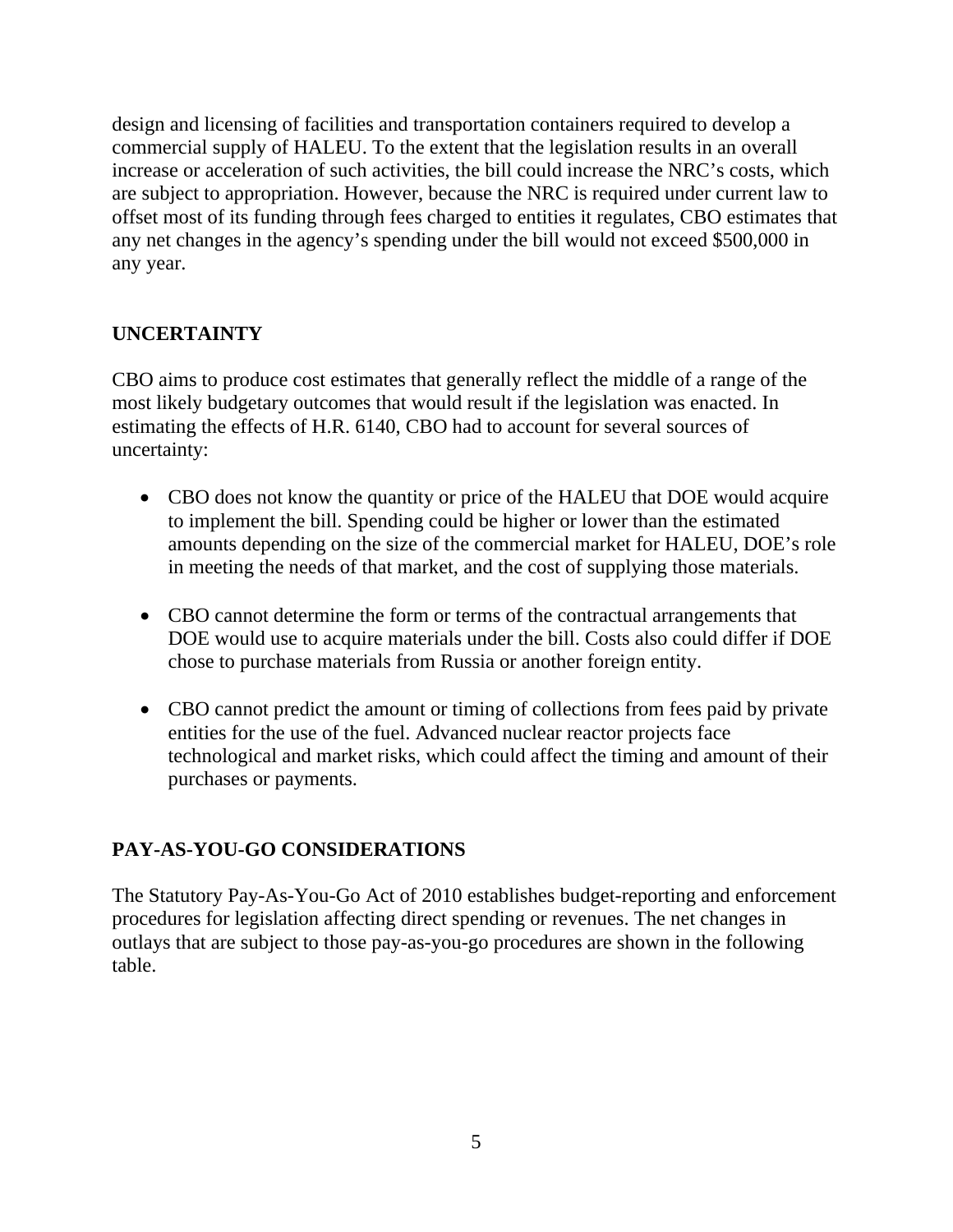design and licensing of facilities and transportation containers required to develop a commercial supply of HALEU. To the extent that the legislation results in an overall increase or acceleration of such activities, the bill could increase the NRC's costs, which are subject to appropriation. However, because the NRC is required under current law to offset most of its funding through fees charged to entities it regulates, CBO estimates that any net changes in the agency's spending under the bill would not exceed $500,000 in any year.

## UNCERTAINTY

CBO aims to produce cost estimates that generally reflect the middle of a range of the most likely budgetary outcomes that would result if the legislation was enacted. In estimating the effects of H.R. 6140, CBO had to account for several sources of uncertainty:

- CBO does not know the quantity or price of the HALEU that DOE would acquire to implement the bill. Spending could be higher or lower than the estimated amounts depending on the size of the commercial market for HALEU, DOE's role in meeting the needs of that market, and the cost of supplying those materials.

- CBO cannot determine the form or terms of the contractual arrangements that DOE would use to acquire materials under the bill. Costs also could differ if DOE chose to purchase materials from Russia or another foreign entity.

- CBO cannot predict the amount or timing of collections from fees paid by private entities for the use of the fuel. Advanced nuclear reactor projects face technological and market risks, which could affect the timing and amount of their purchases or payments.

## PAY-AS-YOU-GO CONSIDERATIONS

The Statutory Pay-As-You-Go Act of 2010 establishes budget-reporting and enforcement procedures for legislation affecting direct spending or revenues. The net changes in outlays that are subject to those pay-as-you-go procedures are shown in the following table.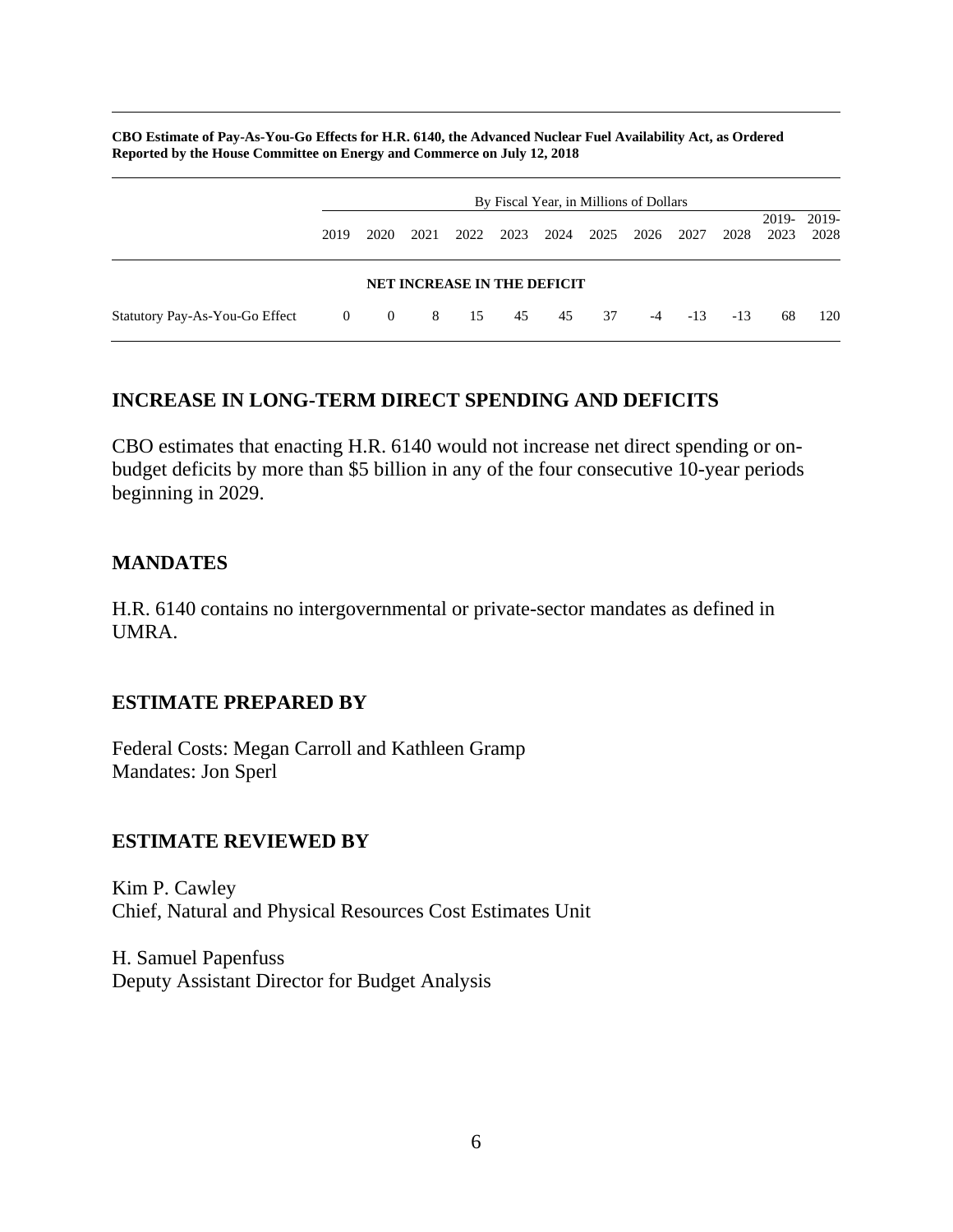**CBO Estimate of Pay-As-You-Go Effects for H.R. 6140, the Advanced Nuclear Fuel Availability Act, as Ordered Reported by the House Committee on Energy and Commerce on July 12, 2018**

| | By Fiscal Year, in Millions of Dollars | | | | | | | | | | | |
|---|---|---|---|---|---|---|---|---|---|---|---|---|
| | 2019 | 2020 | 2021 | 2022 | 2023 | 2024 | 2025 | 2026 | 2027 | 2028 | 2019-2023 | 2019-2028 |
| **NET INCREASE IN THE DEFICIT** | | | | | | | | | | | | |
| Statutory Pay-As-You-Go Effect | 0 | 0 | 8 | 15 | 45 | 45 | 37 | -4 | -13 | -13 | 68 | 120 |

## INCREASE IN LONG-TERM DIRECT SPENDING AND DEFICITS

CBO estimates that enacting H.R. 6140 would not increase net direct spending or on-budget deficits by more than $5 billion in any of the four consecutive 10-year periods beginning in 2029.

## MANDATES

H.R. 6140 contains no intergovernmental or private-sector mandates as defined in UMRA.

## ESTIMATE PREPARED BY

Federal Costs: Megan Carroll and Kathleen Gramp
Mandates: Jon Sperl

## ESTIMATE REVIEWED BY

Kim P. Cawley
Chief, Natural and Physical Resources Cost Estimates Unit

H. Samuel Papenfuss
Deputy Assistant Director for Budget Analysis